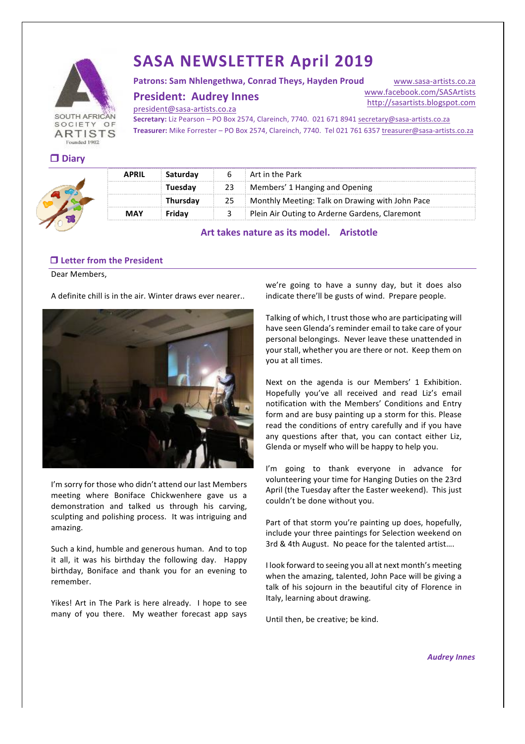# SASA NEWSLETTER April 2019

**Patrons: Sam Nhlengethwa, Conrad Theys, Hayden Proud**

www.sasa-artists.co.za
www.facebook.com/SASArtists
http://sasartists.blogspot.com

## President: Audrey Innes

president@sasa-artists.co.za

**Secretary:** Liz Pearson – PO Box 2574, Clareinch, 7740. 021 671 8941 secretary@sasa-artists.co.za

**Treasurer:** Mike Forrester – PO Box 2574, Clareinch, 7740. Tel 021 761 6357 treasurer@sasa-artists.co.za

## ❐ Diary

| | | | |
|---|---|---|---|
| **APRIL** | **Saturday** | 6 | Art in the Park |
| | **Tuesday** | 23 | Members' 1 Hanging and Opening |
| | **Thursday** | 25 | Monthly Meeting: Talk on Drawing with John Pace |
| **MAY** | **Friday** | 3 | Plein Air Outing to Arderne Gardens, Claremont |

**Art takes nature as its model. Aristotle**

## ❐ Letter from the President

Dear Members,

A definite chill is in the air. Winter draws ever nearer..

I'm sorry for those who didn't attend our last Members meeting where Boniface Chickwenhere gave us a demonstration and talked us through his carving, sculpting and polishing process. It was intriguing and amazing.

Such a kind, humble and generous human. And to top it all, it was his birthday the following day. Happy birthday, Boniface and thank you for an evening to remember.

Yikes! Art in The Park is here already. I hope to see many of you there. My weather forecast app says we're going to have a sunny day, but it does also indicate there'll be gusts of wind. Prepare people.

Talking of which, I trust those who are participating will have seen Glenda's reminder email to take care of your personal belongings. Never leave these unattended in your stall, whether you are there or not. Keep them on you at all times.

Next on the agenda is our Members' 1 Exhibition. Hopefully you've all received and read Liz's email notification with the Members' Conditions and Entry form and are busy painting up a storm for this. Please read the conditions of entry carefully and if you have any questions after that, you can contact either Liz, Glenda or myself who will be happy to help you.

I'm going to thank everyone in advance for volunteering your time for Hanging Duties on the 23rd April (the Tuesday after the Easter weekend). This just couldn't be done without you.

Part of that storm you're painting up does, hopefully, include your three paintings for Selection weekend on 3rd & 4th August. No peace for the talented artist….

I look forward to seeing you all at next month's meeting when the amazing, talented, John Pace will be giving a talk of his sojourn in the beautiful city of Florence in Italy, learning about drawing.

Until then, be creative; be kind.

***Audrey Innes***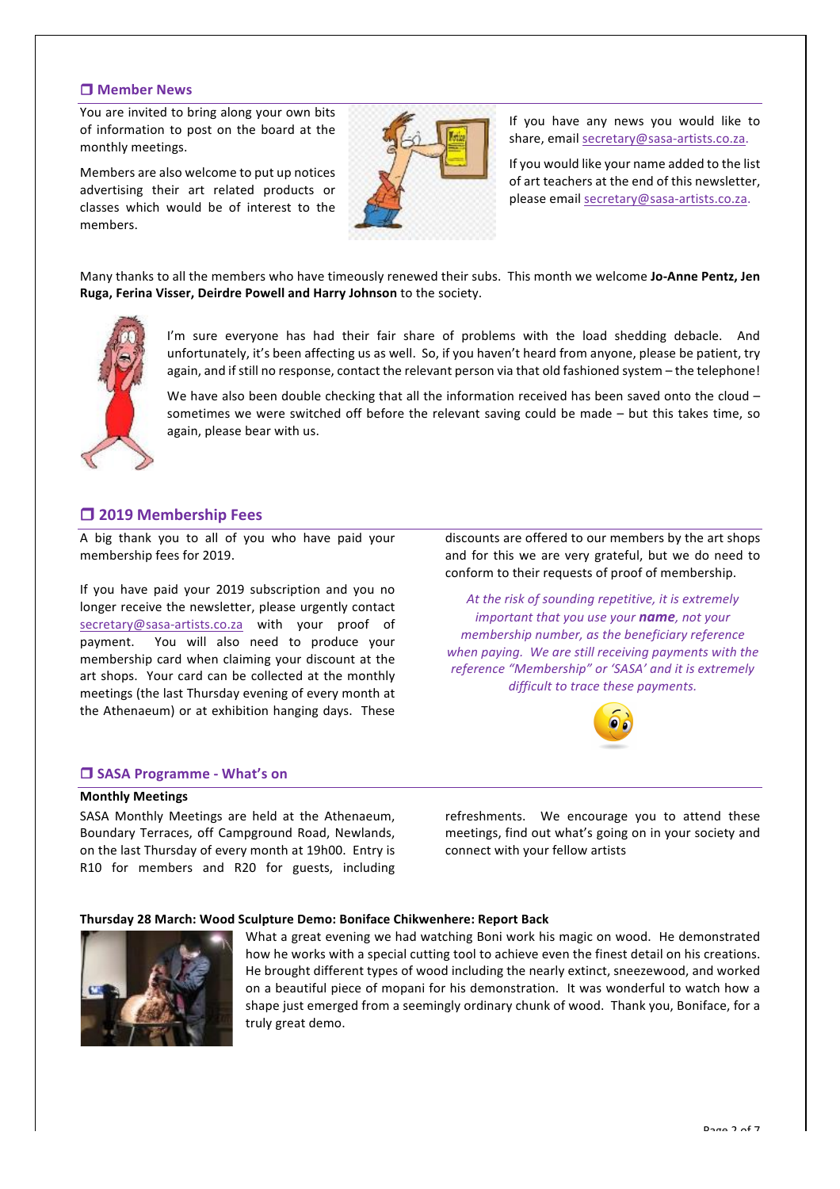## ❒ Member News

You are invited to bring along your own bits of information to post on the board at the monthly meetings.

Members are also welcome to put up notices advertising their art related products or classes which would be of interest to the members.

If you have any news you would like to share, email secretary@sasa-artists.co.za.

If you would like your name added to the list of art teachers at the end of this newsletter, please email secretary@sasa-artists.co.za.

Many thanks to all the members who have timeously renewed their subs. This month we welcome **Jo-Anne Pentz, Jen Ruga, Ferina Visser, Deirdre Powell and Harry Johnson** to the society.

I'm sure everyone has had their fair share of problems with the load shedding debacle. And unfortunately, it's been affecting us as well. So, if you haven't heard from anyone, please be patient, try again, and if still no response, contact the relevant person via that old fashioned system – the telephone!

We have also been double checking that all the information received has been saved onto the cloud – sometimes we were switched off before the relevant saving could be made – but this takes time, so again, please bear with us.

## ❒ 2019 Membership Fees

A big thank you to all of you who have paid your membership fees for 2019.

If you have paid your 2019 subscription and you no longer receive the newsletter, please urgently contact secretary@sasa-artists.co.za with your proof of payment. You will also need to produce your membership card when claiming your discount at the art shops. Your card can be collected at the monthly meetings (the last Thursday evening of every month at the Athenaeum) or at exhibition hanging days. These discounts are offered to our members by the art shops and for this we are very grateful, but we do need to conform to their requests of proof of membership.

*At the risk of sounding repetitive, it is extremely important that you use your **name**, not your membership number, as the beneficiary reference when paying. We are still receiving payments with the reference "Membership" or 'SASA' and it is extremely difficult to trace these payments.*

## ❒ SASA Programme - What's on

**Monthly Meetings**

SASA Monthly Meetings are held at the Athenaeum, Boundary Terraces, off Campground Road, Newlands, on the last Thursday of every month at 19h00. Entry is R10 for members and R20 for guests, including refreshments. We encourage you to attend these meetings, find out what's going on in your society and connect with your fellow artists

**Thursday 28 March: Wood Sculpture Demo: Boniface Chikwenhere: Report Back**

What a great evening we had watching Boni work his magic on wood. He demonstrated how he works with a special cutting tool to achieve even the finest detail on his creations. He brought different types of wood including the nearly extinct, sneezewood, and worked on a beautiful piece of mopani for his demonstration. It was wonderful to watch how a shape just emerged from a seemingly ordinary chunk of wood. Thank you, Boniface, for a truly great demo.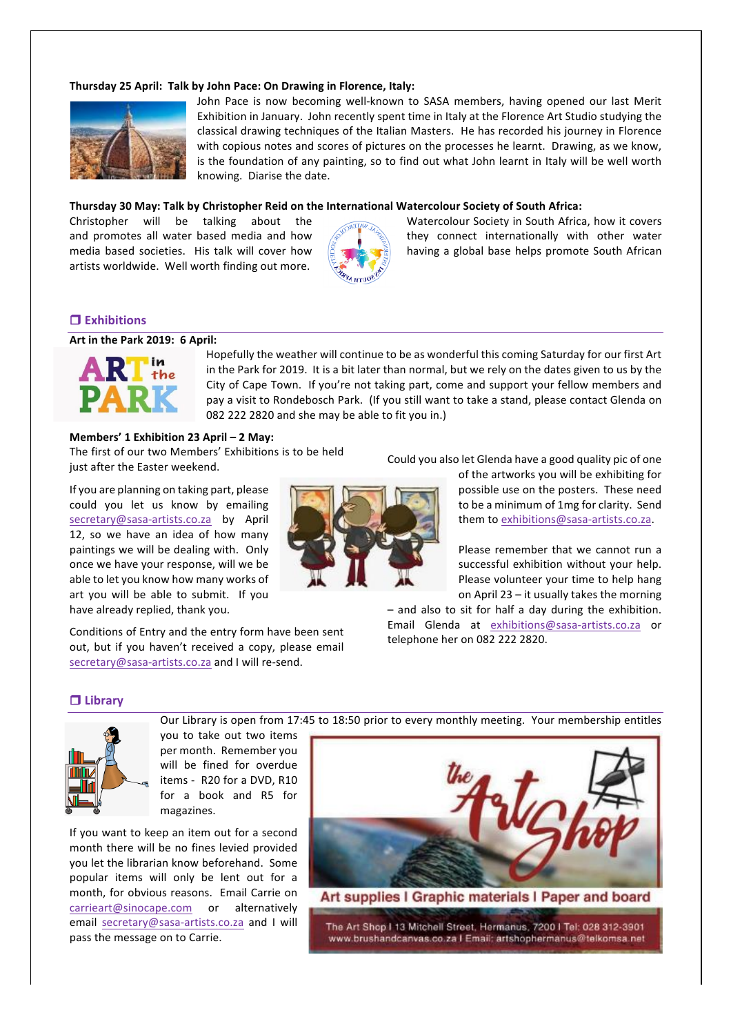**Thursday 25 April: Talk by John Pace: On Drawing in Florence, Italy:**

John Pace is now becoming well-known to SASA members, having opened our last Merit Exhibition in January. John recently spent time in Italy at the Florence Art Studio studying the classical drawing techniques of the Italian Masters. He has recorded his journey in Florence with copious notes and scores of pictures on the processes he learnt. Drawing, as we know, is the foundation of any painting, so to find out what John learnt in Italy will be well worth knowing. Diarise the date.

**Thursday 30 May: Talk by Christopher Reid on the International Watercolour Society of South Africa:**

Christopher will be talking about the Watercolour Society in South Africa, how it covers and promotes all water based media and how they connect internationally with other water media based societies. His talk will cover how having a global base helps promote South African artists worldwide. Well worth finding out more.

## ❒ Exhibitions

**Art in the Park 2019: 6 April:**

Hopefully the weather will continue to be as wonderful this coming Saturday for our first Art in the Park for 2019. It is a bit later than normal, but we rely on the dates given to us by the City of Cape Town. If you're not taking part, come and support your fellow members and pay a visit to Rondebosch Park. (If you still want to take a stand, please contact Glenda on 082 222 2820 and she may be able to fit you in.)

**Members' 1 Exhibition 23 April – 2 May:**

The first of our two Members' Exhibitions is to be held just after the Easter weekend.

If you are planning on taking part, please could you let us know by emailing secretary@sasa-artists.co.za by April 12, so we have an idea of how many paintings we will be dealing with. Only once we have your response, will we be able to let you know how many works of art you will be able to submit. If you have already replied, thank you.

Conditions of Entry and the entry form have been sent out, but if you haven't received a copy, please email secretary@sasa-artists.co.za and I will re-send.

Could you also let Glenda have a good quality pic of one of the artworks you will be exhibiting for possible use on the posters. These need to be a minimum of 1mg for clarity. Send them to exhibitions@sasa-artists.co.za.

Please remember that we cannot run a successful exhibition without your help. Please volunteer your time to help hang on April 23 – it usually takes the morning – and also to sit for half a day during the exhibition. Email Glenda at exhibitions@sasa-artists.co.za or telephone her on 082 222 2820.

## ❒ Library

Our Library is open from 17:45 to 18:50 prior to every monthly meeting. Your membership entitles you to take out two items per month. Remember you will be fined for overdue items - R20 for a DVD, R10 for a book and R5 for magazines.

If you want to keep an item out for a second month there will be no fines levied provided you let the librarian know beforehand. Some popular items will only be lent out for a month, for obvious reasons. Email Carrie on carrieart@sinocape.com or alternatively email secretary@sasa-artists.co.za and I will pass the message on to Carrie.

the Art Shop

Art supplies | Graphic materials | Paper and board

The Art Shop | 13 Mitchell Street, Hermanus, 7200 | Tel: 028 312-3901
www.brushandcanvas.co.za | Email: artshophermanus@telkomsa.net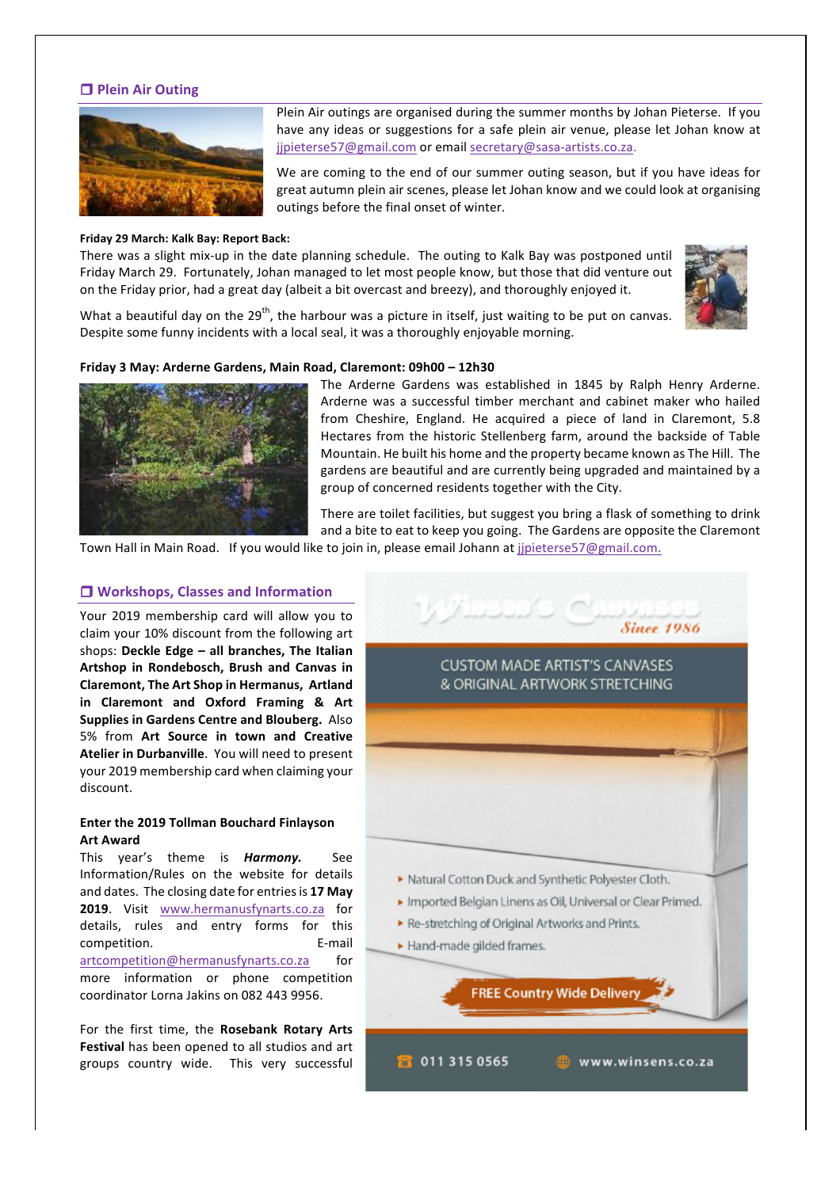## ❐ Plein Air Outing

Plein Air outings are organised during the summer months by Johan Pieterse. If you have any ideas or suggestions for a safe plein air venue, please let Johan know at jjpieterse57@gmail.com or email secretary@sasa-artists.co.za.

We are coming to the end of our summer outing season, but if you have ideas for great autumn plein air scenes, please let Johan know and we could look at organising outings before the final onset of winter.

**Friday 29 March: Kalk Bay: Report Back:**

There was a slight mix-up in the date planning schedule. The outing to Kalk Bay was postponed until Friday March 29. Fortunately, Johan managed to let most people know, but those that did venture out on the Friday prior, had a great day (albeit a bit overcast and breezy), and thoroughly enjoyed it.

What a beautiful day on the 29th, the harbour was a picture in itself, just waiting to be put on canvas. Despite some funny incidents with a local seal, it was a thoroughly enjoyable morning.

**Friday 3 May: Arderne Gardens, Main Road, Claremont: 09h00 – 12h30**

The Arderne Gardens was established in 1845 by Ralph Henry Arderne. Arderne was a successful timber merchant and cabinet maker who hailed from Cheshire, England. He acquired a piece of land in Claremont, 5.8 Hectares from the historic Stellenberg farm, around the backside of Table Mountain. He built his home and the property became known as The Hill. The gardens are beautiful and are currently being upgraded and maintained by a group of concerned residents together with the City.

There are toilet facilities, but suggest you bring a flask of something to drink and a bite to eat to keep you going. The Gardens are opposite the Claremont Town Hall in Main Road. If you would like to join in, please email Johann at jjpieterse57@gmail.com.

## ❐ Workshops, Classes and Information

Your 2019 membership card will allow you to claim your 10% discount from the following art shops: **Deckle Edge – all branches, The Italian Artshop in Rondebosch, Brush and Canvas in Claremont, The Art Shop in Hermanus, Artland in Claremont and Oxford Framing & Art Supplies in Gardens Centre and Blouberg.** Also 5% from **Art Source in town and Creative Atelier in Durbanville**. You will need to present your 2019 membership card when claiming your discount.

**Enter the 2019 Tollman Bouchard Finlayson Art Award**

This year's theme is ***Harmony.*** See Information/Rules on the website for details and dates. The closing date for entries is **17 May 2019**. Visit www.hermanusfynarts.co.za for details, rules and entry forms for this competition. E-mail artcompetition@hermanusfynarts.co.za for more information or phone competition coordinator Lorna Jakins on 082 443 9956.

For the first time, the **Rosebank Rotary Arts Festival** has been opened to all studios and art groups country wide. This very successful

Winsen's Canvases
Since 1986

CUSTOM MADE ARTIST'S CANVASES
& ORIGINAL ARTWORK STRETCHING

- Natural Cotton Duck and Synthetic Polyester Cloth.
- Imported Belgian Linens as Oil, Universal or Clear Primed.
- Re-stretching of Original Artworks and Prints.
- Hand-made gilded frames.

FREE Country Wide Delivery

011 315 0565 www.winsens.co.za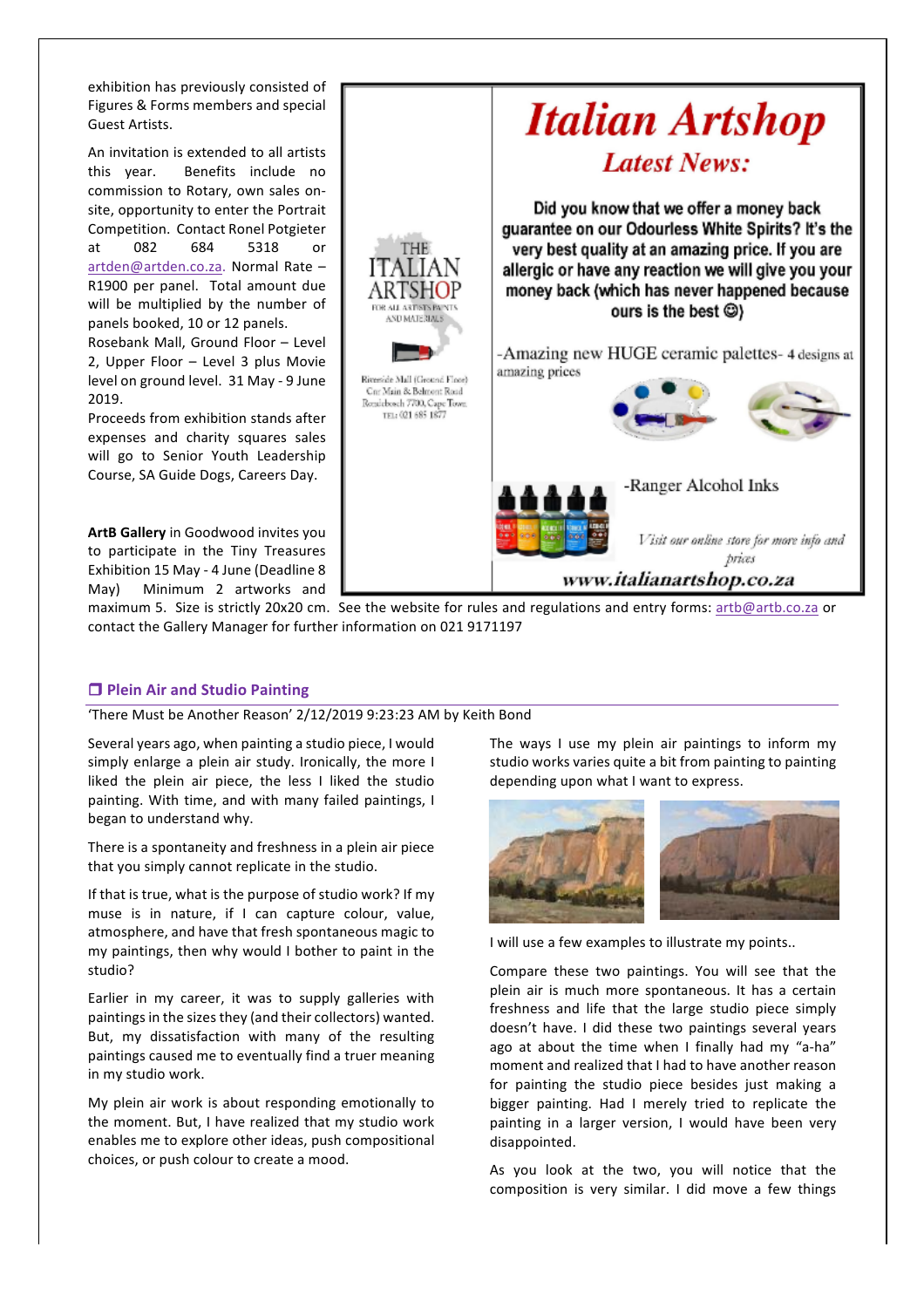exhibition has previously consisted of Figures & Forms members and special Guest Artists.

An invitation is extended to all artists this year. Benefits include no commission to Rotary, own sales on-site, opportunity to enter the Portrait Competition. Contact Ronel Potgieter at 082 684 5318 or artden@artden.co.za. Normal Rate – R1900 per panel. Total amount due will be multiplied by the number of panels booked, 10 or 12 panels. Rosebank Mall, Ground Floor – Level 2, Upper Floor – Level 3 plus Movie level on ground level. 31 May - 9 June 2019.

Proceeds from exhibition stands after expenses and charity squares sales will go to Senior Youth Leadership Course, SA Guide Dogs, Careers Day.

THE ITALIAN ARTSHOP
FOR ALL ARTISTS PAINTS AND MATERIALS

Riverside Mall (Ground Floor)
Cnr Main & Belmont Road
Rondebosch 7700, Cape Town
TEL: 021 685 1877

# Italian Artshop

## Latest News:

**Did you know that we offer a money back guarantee on our Odourless White Spirits? It's the very best quality at an amazing price. If you are allergic or have any reaction we will give you your money back (which has never happened because ours is the best ☺)**

-Amazing new HUGE ceramic palettes- 4 designs at amazing prices

-Ranger Alcohol Inks

*Visit our online store for more info and prices*

***www.italianartshop.co.za***

**ArtB Gallery** in Goodwood invites you to participate in the Tiny Treasures Exhibition 15 May - 4 June (Deadline 8 May) Minimum 2 artworks and maximum 5. Size is strictly 20x20 cm. See the website for rules and regulations and entry forms: artb@artb.co.za or contact the Gallery Manager for further information on 021 9171197

## ❒ Plein Air and Studio Painting

'There Must be Another Reason' 2/12/2019 9:23:23 AM by Keith Bond

Several years ago, when painting a studio piece, I would simply enlarge a plein air study. The more I liked the plein air piece, the less I liked the studio painting. With time, and with many failed paintings, I began to understand why.

There is a spontaneity and freshness in a plein air piece that you simply cannot replicate in the studio.

If that is true, what is the purpose of studio work? If my muse is in nature, if I can capture colour, value, atmosphere, and have that fresh spontaneous magic to my paintings, then why would I bother to paint in the studio?

Earlier in my career, it was to supply galleries with paintings in the sizes they (and their collectors) wanted. But, my dissatisfaction with many of the resulting paintings caused me to eventually find a truer meaning in my studio work.

My plein air work is about responding emotionally to the moment. But, I have realized that my studio work enables me to explore other ideas, push compositional choices, or push colour to create a mood.

The ways I use my plein air paintings to inform my studio works varies quite a bit from painting to painting depending upon what I want to express.

I will use a few examples to illustrate my points..

Compare these two paintings. You will see that the plein air is much more spontaneous. It has a certain freshness and life that the large studio piece simply doesn't have. I did these two paintings several years ago at about the time when I finally had my "a-ha" moment and realized that I had to have another reason for painting the studio piece besides just making a bigger painting. Had I merely tried to replicate the painting in a larger version, I would have been very disappointed.

As you look at the two, you will notice that the composition is very similar. I did move a few things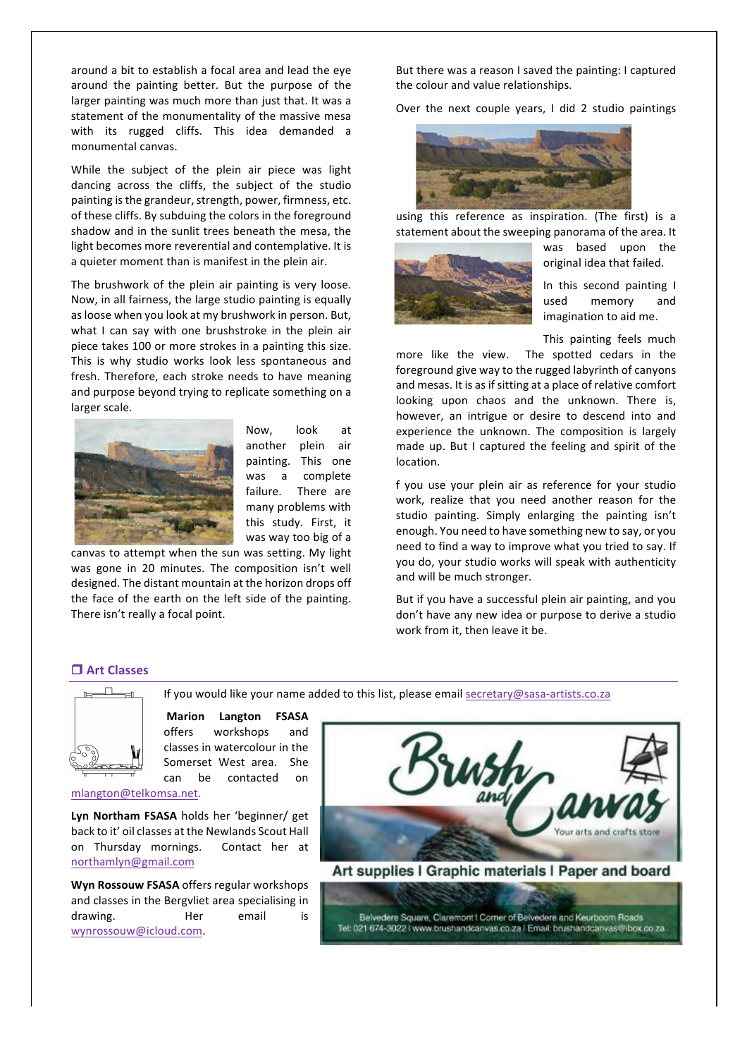around a bit to establish a focal area and lead the eye around the painting better. But the purpose of the larger painting was much more than just that. It was a statement of the monumentality of the massive mesa with its rugged cliffs. This idea demanded a monumental canvas.

While the subject of the plein air piece was light dancing across the cliffs, the subject of the studio painting is the grandeur, strength, power, firmness, etc. of these cliffs. By subduing the colors in the foreground shadow and in the sunlit trees beneath the mesa, the light becomes more reverential and contemplative. It is a quieter moment than is manifest in the plein air.

The brushwork of the plein air painting is very loose. Now, in all fairness, the large studio painting is equally as loose when you look at my brushwork in person. But, what I can say with one brushstroke in the plein air piece takes 100 or more strokes in a painting this size. This is why studio works look less spontaneous and fresh. Therefore, each stroke needs to have meaning and purpose beyond trying to replicate something on a larger scale.

Now, look at another plein air painting. This one was a complete failure. There are many problems with this study. First, it was way too big of a canvas to attempt when the sun was setting. My light was gone in 20 minutes. The composition isn't well designed. The distant mountain at the horizon drops off the face of the earth on the left side of the painting. There isn't really a focal point.

But there was a reason I saved the painting: I captured the colour and value relationships.

Over the next couple years, I did 2 studio paintings using this reference as inspiration. (The first) is a statement about the sweeping panorama of the area. It was based upon the original idea that failed.

In this second painting I used memory and imagination to aid me.

This painting feels much more like the view. The spotted cedars in the foreground give way to the rugged labyrinth of canyons and mesas. It is as if sitting at a place of relative comfort looking upon chaos and the unknown. There is, however, an intrigue or desire to descend into and experience the unknown. The composition is largely made up. But I captured the feeling and spirit of the location.

f you use your plein air as reference for your studio work, realize that you need another reason for the studio painting. Simply enlarging the painting isn't enough. You need to have something new to say, or you need to find a way to improve what you tried to say. If you do, your studio works will speak with authenticity and will be much stronger.

But if you have a successful plein air painting, and you don't have any new idea or purpose to derive a studio work from it, then leave it be.

## ❒ Art Classes

If you would like your name added to this list, please email secretary@sasa-artists.co.za

**Marion Langton FSASA** offers workshops and classes in watercolour in the Somerset West area. She can be contacted on mlangton@telkomsa.net.

**Lyn Northam FSASA** holds her 'beginner/ get back to it' oil classes at the Newlands Scout Hall on Thursday mornings. Contact her at northamlyn@gmail.com

**Wyn Rossouw FSASA** offers regular workshops and classes in the Bergvliet area specialising in drawing. Her email is wynrossouw@icloud.com.

Brush and Canvas
Your arts and crafts store

Art supplies | Graphic materials | Paper and board

Belvedere Square, Claremont | Corner of Belvedere and Keurboom Roads
Tel: 021 674-3022 | www.brushandcanvas.co.za | Email: brushandcanvas@ibox.co.za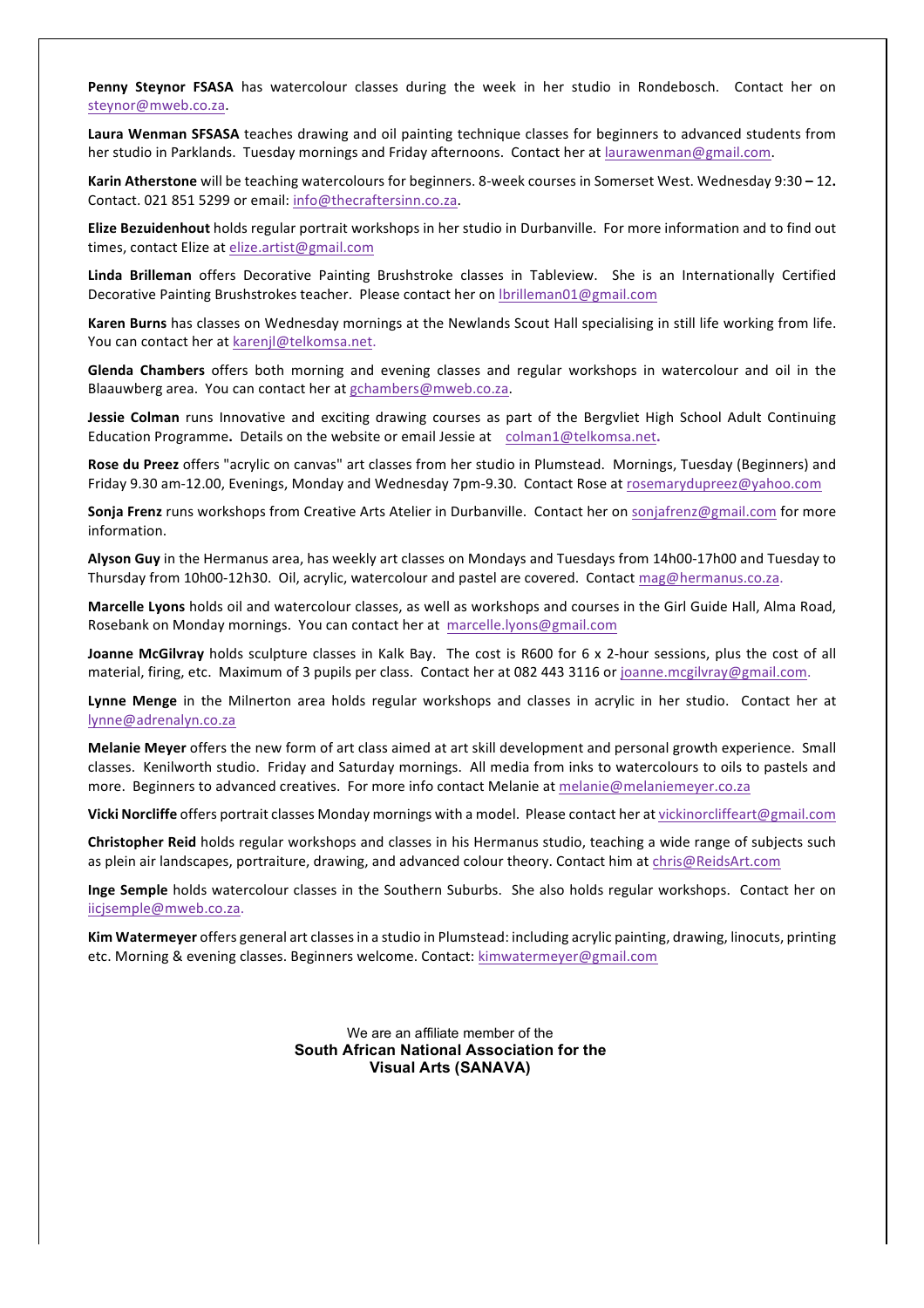**Penny Steynor FSASA** has watercolour classes during the week in her studio in Rondebosch. Contact her on steynor@mweb.co.za.

**Laura Wenman SFSASA** teaches drawing and oil painting technique classes for beginners to advanced students from her studio in Parklands. Tuesday mornings and Friday afternoons. Contact her at laurawenman@gmail.com.

**Karin Atherstone** will be teaching watercolours for beginners. 8-week courses in Somerset West. Wednesday 9:30 **–** 12**.** Contact. 021 851 5299 or email: info@thecraftersinn.co.za.

**Elize Bezuidenhout** holds regular portrait workshops in her studio in Durbanville. For more information and to find out times, contact Elize at elize.artist@gmail.com

**Linda Brilleman** offers Decorative Painting Brushstroke classes in Tableview. She is an Internationally Certified Decorative Painting Brushstrokes teacher. Please contact her on lbrilleman01@gmail.com

**Karen Burns** has classes on Wednesday mornings at the Newlands Scout Hall specialising in still life working from life. You can contact her at karenjl@telkomsa.net.

**Glenda Chambers** offers both morning and evening classes and regular workshops in watercolour and oil in the Blaauwberg area. You can contact her at gchambers@mweb.co.za.

**Jessie Colman** runs Innovative and exciting drawing courses as part of the Bergvliet High School Adult Continuing Education Programme**.** Details on the website or email Jessie at colman1@telkomsa.net**.**

**Rose du Preez** offers "acrylic on canvas" art classes from her studio in Plumstead. Mornings, Tuesday (Beginners) and Friday 9.30 am-12.00, Evenings, Monday and Wednesday 7pm-9.30. Contact Rose at rosemarydupreez@yahoo.com

**Sonja Frenz** runs workshops from Creative Arts Atelier in Durbanville. Contact her on sonjafrenz@gmail.com for more information.

**Alyson Guy** in the Hermanus area, has weekly art classes on Mondays and Tuesdays from 14h00-17h00 and Tuesday to Thursday from 10h00-12h30. Oil, acrylic, watercolour and pastel are covered. Contact mag@hermanus.co.za.

**Marcelle Lyons** holds oil and watercolour classes, as well as workshops and courses in the Girl Guide Hall, Alma Road, Rosebank on Monday mornings. You can contact her at marcelle.lyons@gmail.com

**Joanne McGilvray** holds sculpture classes in Kalk Bay. The cost is R600 for 6 x 2-hour sessions, plus the cost of all material, firing, etc. Maximum of 3 pupils per class. Contact her at 082 443 3116 or joanne.mcgilvray@gmail.com.

**Lynne Menge** in the Milnerton area holds regular workshops and classes in acrylic in her studio. Contact her at lynne@adrenalyn.co.za

**Melanie Meyer** offers the new form of art class aimed at art skill development and personal growth experience. Small classes. Kenilworth studio. Friday and Saturday mornings. All media from inks to watercolours to oils to pastels and more. Beginners to advanced creatives. For more info contact Melanie at melanie@melaniemeyer.co.za

**Vicki Norcliffe** offers portrait classes Monday mornings with a model. Please contact her at vickinorcliffeart@gmail.com

**Christopher Reid** holds regular workshops and classes in his Hermanus studio, teaching a wide range of subjects such as plein air landscapes, portraiture, drawing, and advanced colour theory. Contact him at chris@ReidsArt.com

**Inge Semple** holds watercolour classes in the Southern Suburbs. She also holds regular workshops. Contact her on iicjsemple@mweb.co.za.

**Kim Watermeyer** offers general art classes in a studio in Plumstead: including acrylic painting, drawing, linocuts, printing etc. Morning & evening classes. Beginners welcome. Contact: kimwatermeyer@gmail.com

We are an affiliate member of the
**South African National Association for the Visual Arts (SANAVA)**